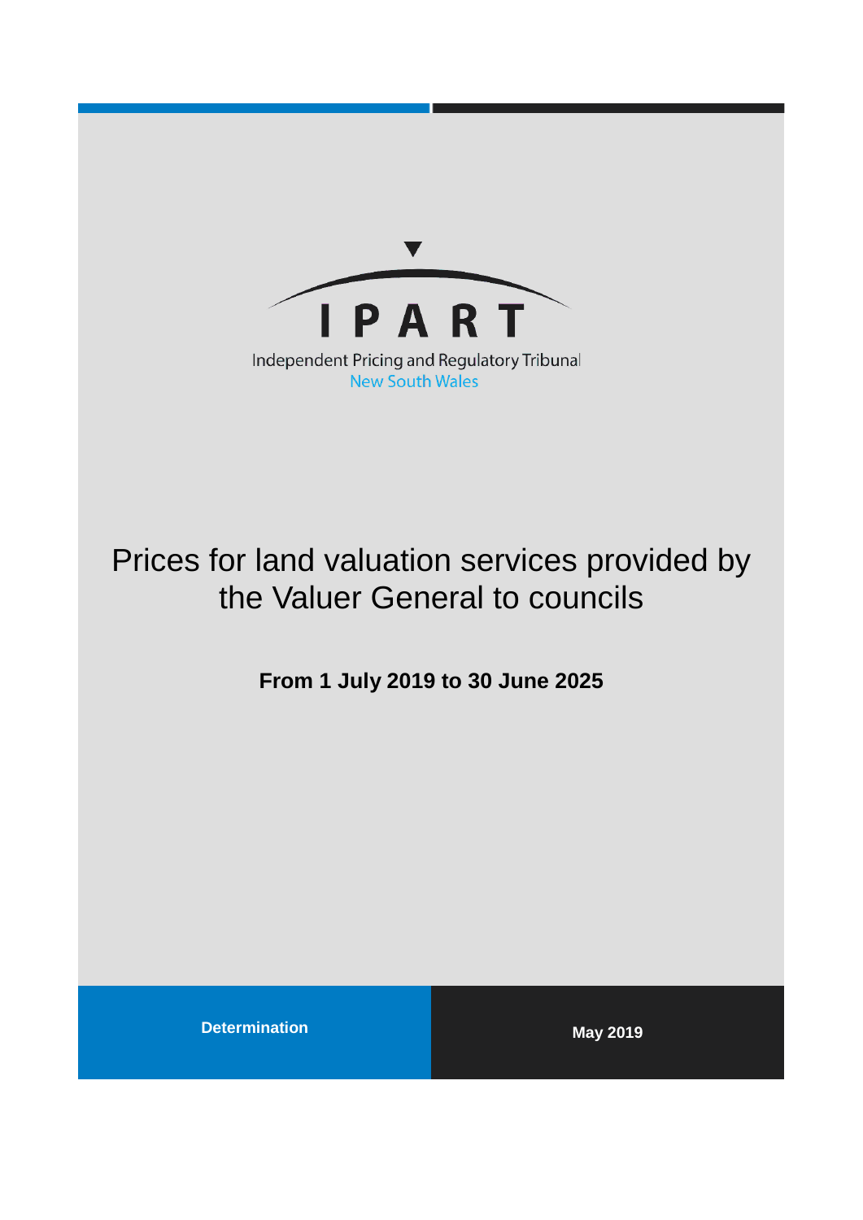IPART

Independent Pricing and Regulatory Tribunal
New South Wales

# Prices for land valuation services provided by the Valuer General to councils

**From 1 July 2019 to 30 June 2025**

**Determination**

**May 2019**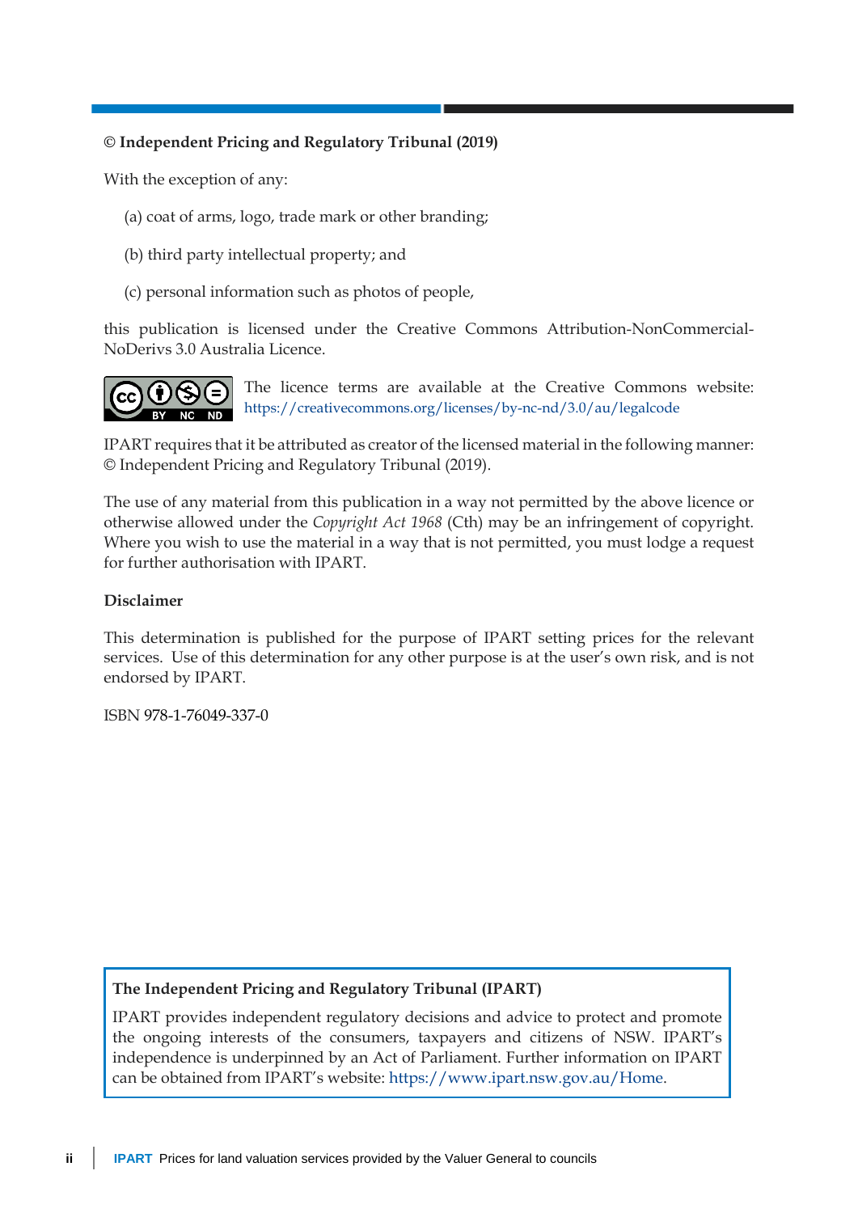**© Independent Pricing and Regulatory Tribunal (2019)**

With the exception of any:

(a) coat of arms, logo, trade mark or other branding;

(b) third party intellectual property; and

(c) personal information such as photos of people,

this publication is licensed under the Creative Commons Attribution-NonCommercial-NoDerivs 3.0 Australia Licence.

The licence terms are available at the Creative Commons website: https://creativecommons.org/licenses/by-nc-nd/3.0/au/legalcode

IPART requires that it be attributed as creator of the licensed material in the following manner: © Independent Pricing and Regulatory Tribunal (2019).

The use of any material from this publication in a way not permitted by the above licence or otherwise allowed under the *Copyright Act 1968* (Cth) may be an infringement of copyright. Where you wish to use the material in a way that is not permitted, you must lodge a request for further authorisation with IPART.

**Disclaimer**

This determination is published for the purpose of IPART setting prices for the relevant services. Use of this determination for any other purpose is at the user's own risk, and is not endorsed by IPART.

ISBN 978-1-76049-337-0

**The Independent Pricing and Regulatory Tribunal (IPART)**

IPART provides independent regulatory decisions and advice to protect and promote the ongoing interests of the consumers, taxpayers and citizens of NSW. IPART's independence is underpinned by an Act of Parliament. Further information on IPART can be obtained from IPART's website: https://www.ipart.nsw.gov.au/Home.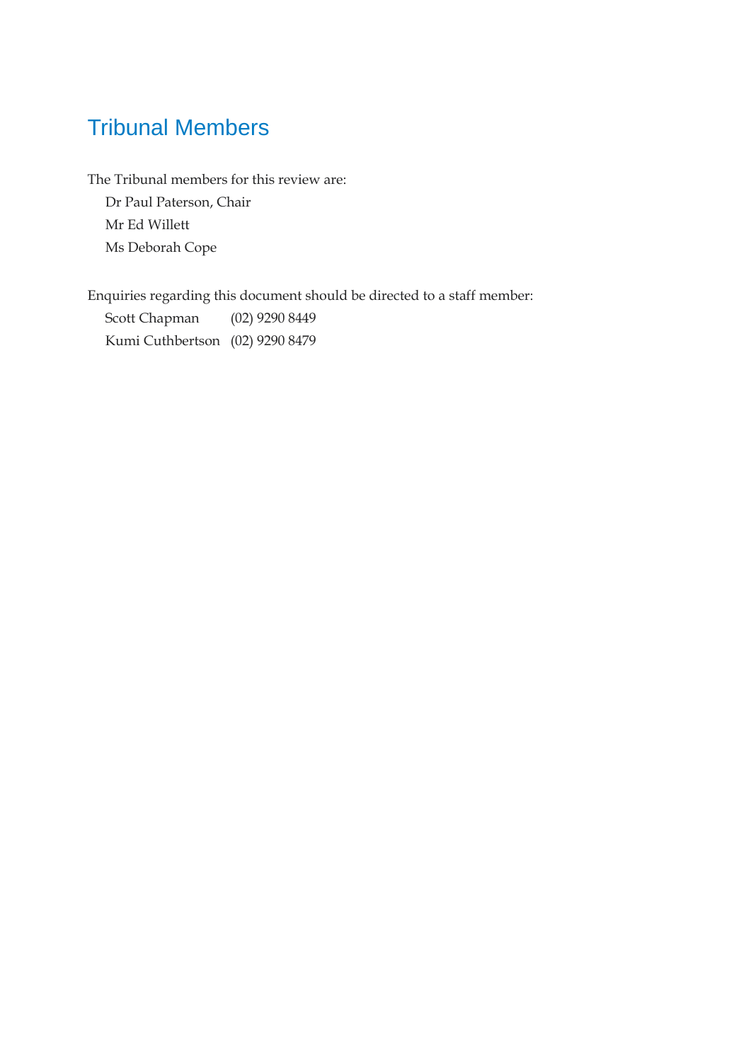## Tribunal Members

The Tribunal members for this review are:

Dr Paul Paterson, Chair

Mr Ed Willett

Ms Deborah Cope

Enquiries regarding this document should be directed to a staff member:

| | |
|---|---|
| Scott Chapman | (02) 9290 8449 |
| Kumi Cuthbertson | (02) 9290 8479 |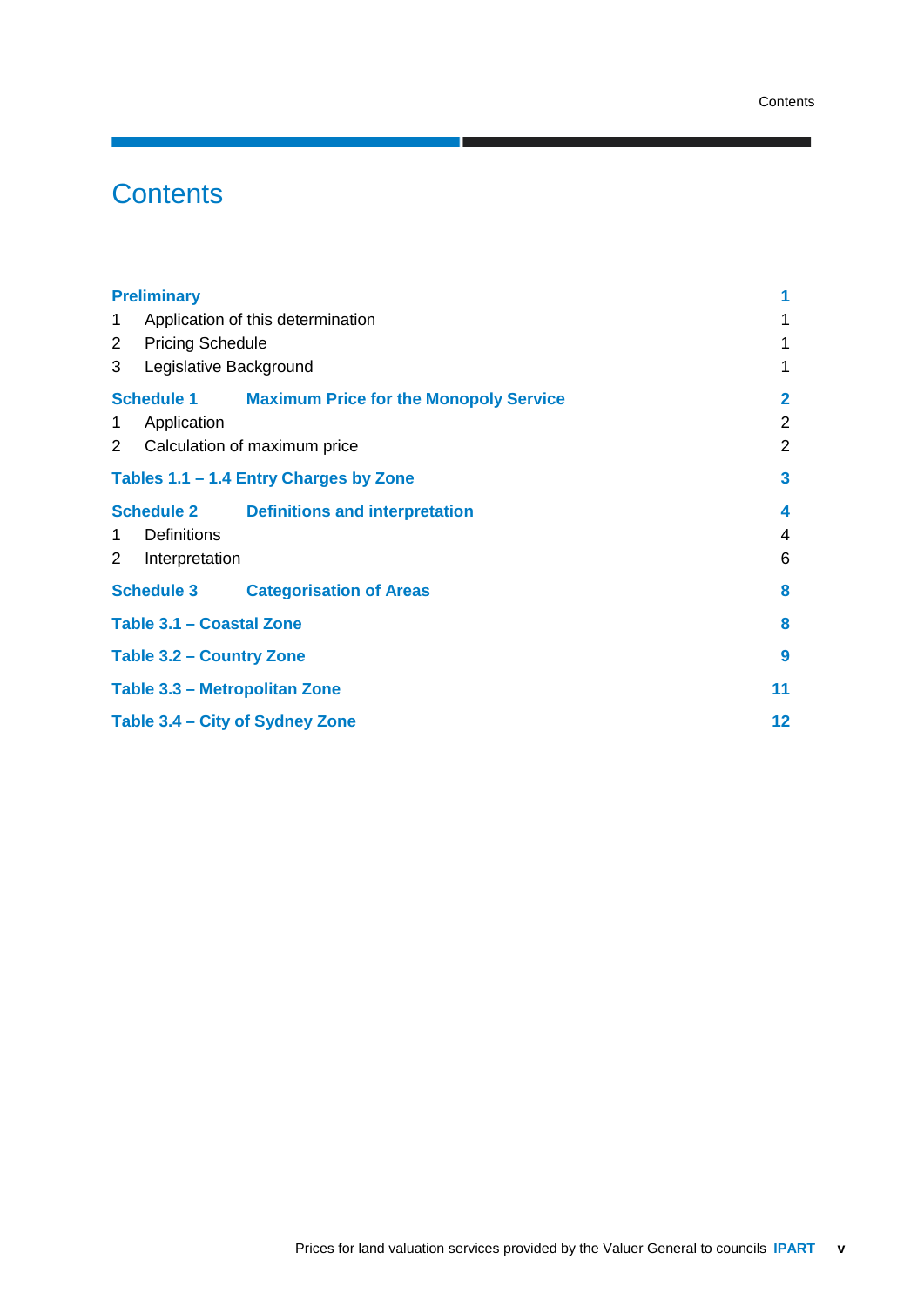# Contents

| | |
|---|---|
| **Preliminary** | **1** |
| 1 Application of this determination | 1 |
| 2 Pricing Schedule | 1 |
| 3 Legislative Background | 1 |
| **Schedule 1 Maximum Price for the Monopoly Service** | **2** |
| 1 Application | 2 |
| 2 Calculation of maximum price | 2 |
| **Tables 1.1 – 1.4 Entry Charges by Zone** | **3** |
| **Schedule 2 Definitions and interpretation** | **4** |
| 1 Definitions | 4 |
| 2 Interpretation | 6 |
| **Schedule 3 Categorisation of Areas** | **8** |
| **Table 3.1 – Coastal Zone** | **8** |
| **Table 3.2 – Country Zone** | **9** |
| **Table 3.3 – Metropolitan Zone** | **11** |
| **Table 3.4 – City of Sydney Zone** | **12** |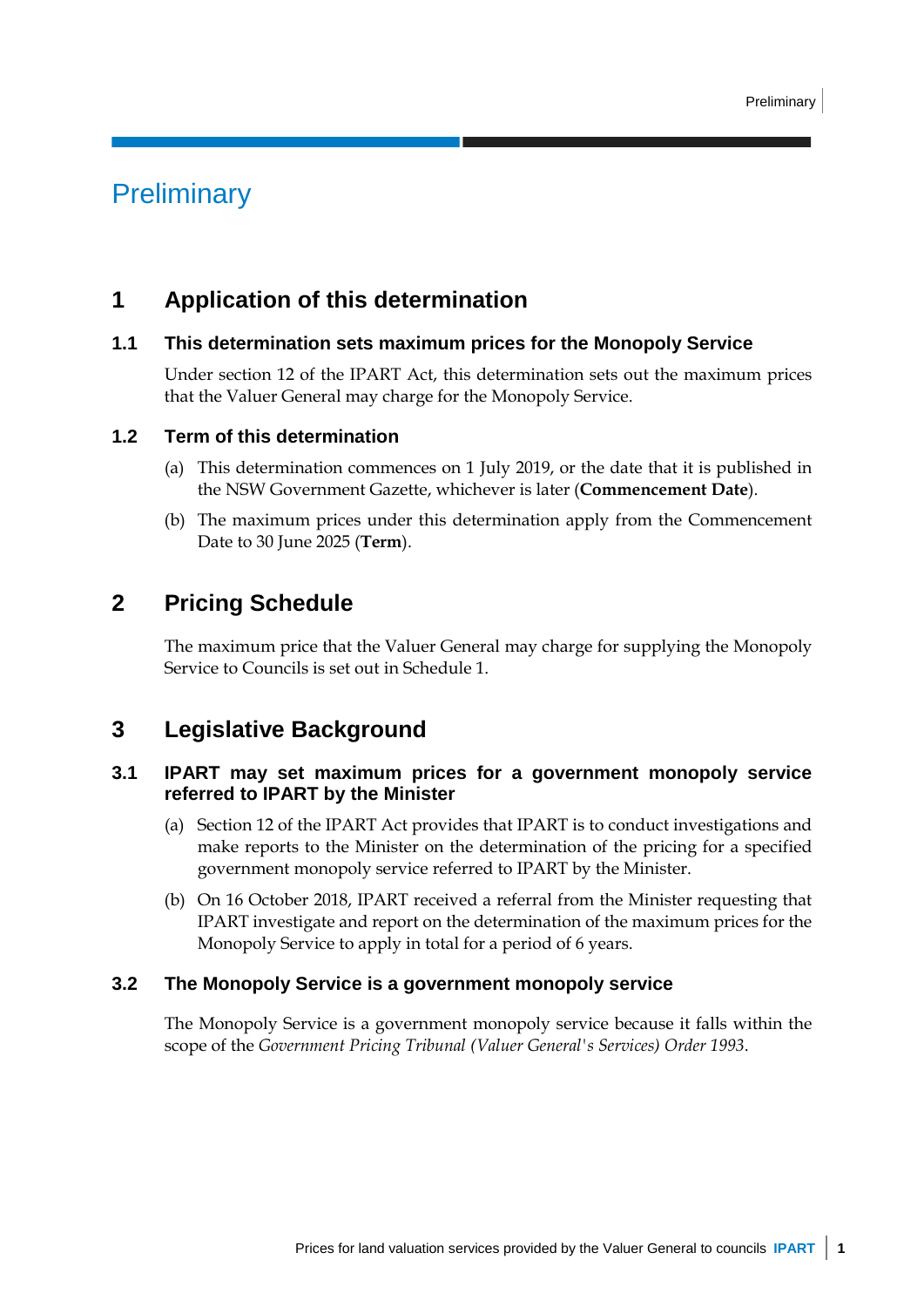# Preliminary

## 1 Application of this determination

### 1.1 This determination sets maximum prices for the Monopoly Service

Under section 12 of the IPART Act, this determination sets out the maximum prices that the Valuer General may charge for the Monopoly Service.

### 1.2 Term of this determination

(a) This determination commences on 1 July 2019, or the date that it is published in the NSW Government Gazette, whichever is later (**Commencement Date**).

(b) The maximum prices under this determination apply from the Commencement Date to 30 June 2025 (**Term**).

## 2 Pricing Schedule

The maximum price that the Valuer General may charge for supplying the Monopoly Service to Councils is set out in Schedule 1.

## 3 Legislative Background

### 3.1 IPART may set maximum prices for a government monopoly service referred to IPART by the Minister

(a) Section 12 of the IPART Act provides that IPART is to conduct investigations and make reports to the Minister on the determination of the pricing for a specified government monopoly service referred to IPART by the Minister.

(b) On 16 October 2018, IPART received a referral from the Minister requesting that IPART investigate and report on the determination of the maximum prices for the Monopoly Service to apply in total for a period of 6 years.

### 3.2 The Monopoly Service is a government monopoly service

The Monopoly Service is a government monopoly service because it falls within the scope of the *Government Pricing Tribunal (Valuer General's Services) Order 1993*.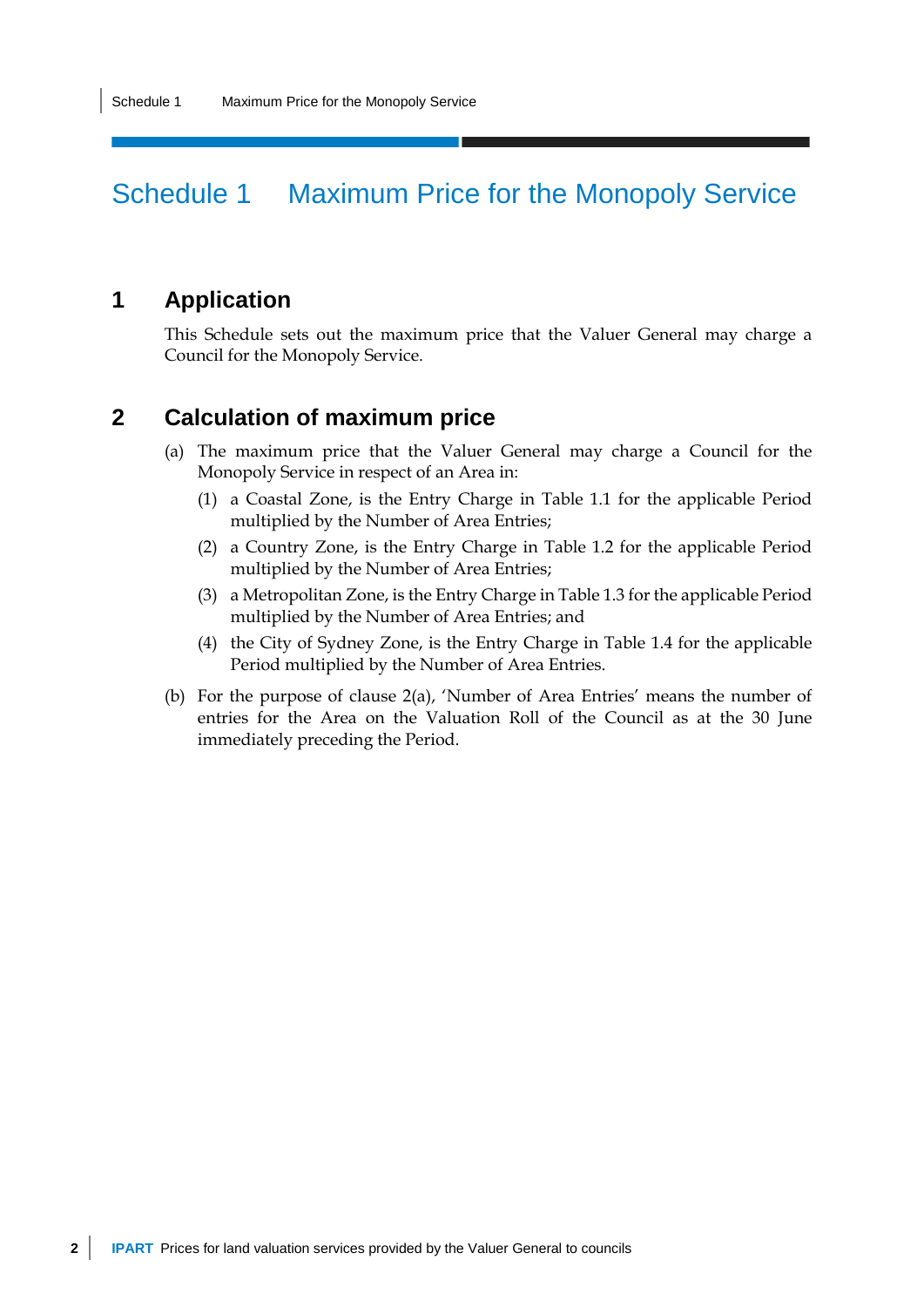# Schedule 1 Maximum Price for the Monopoly Service

## 1 Application

This Schedule sets out the maximum price that the Valuer General may charge a Council for the Monopoly Service.

## 2 Calculation of maximum price

(a) The maximum price that the Valuer General may charge a Council for the Monopoly Service in respect of an Area in:

(1) a Coastal Zone, is the Entry Charge in Table 1.1 for the applicable Period multiplied by the Number of Area Entries;

(2) a Country Zone, is the Entry Charge in Table 1.2 for the applicable Period multiplied by the Number of Area Entries;

(3) a Metropolitan Zone, is the Entry Charge in Table 1.3 for the applicable Period multiplied by the Number of Area Entries; and

(4) the City of Sydney Zone, is the Entry Charge in Table 1.4 for the applicable Period multiplied by the Number of Area Entries.

(b) For the purpose of clause 2(a), 'Number of Area Entries' means the number of entries for the Area on the Valuation Roll of the Council as at the 30 June immediately preceding the Period.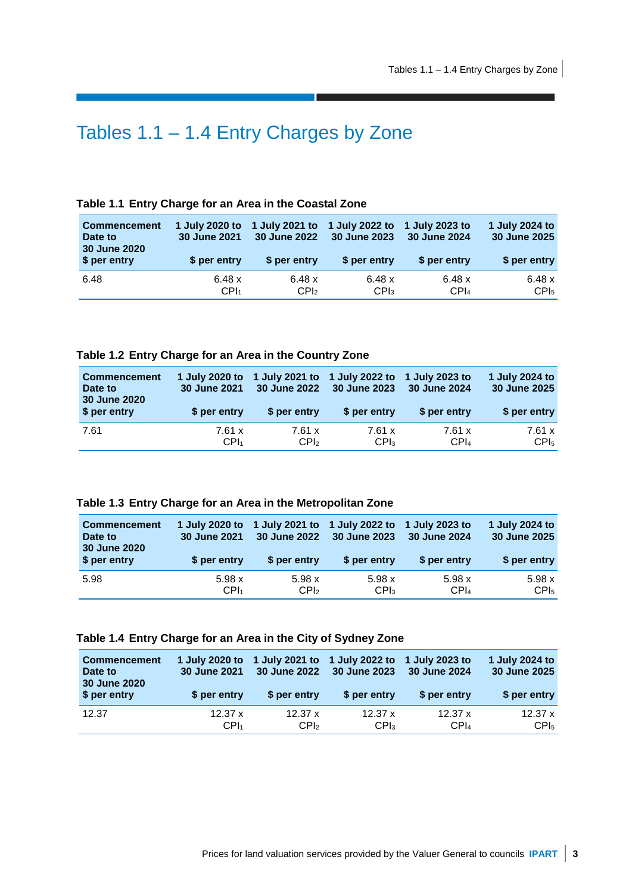# Tables 1.1 – 1.4 Entry Charges by Zone

**Table 1.1 Entry Charge for an Area in the Coastal Zone**

| Commencement Date to 30 June 2020 $ per entry | 1 July 2020 to 30 June 2021 $ per entry | 1 July 2021 to 30 June 2022 $ per entry | 1 July 2022 to 30 June 2023 $ per entry | 1 July 2023 to 30 June 2024 $ per entry | 1 July 2024 to 30 June 2025 $ per entry |
|---|---|---|---|---|---|
| 6.48 | 6.48 x $CPI_1$ | 6.48 x $CPI_2$ | 6.48 x $CPI_3$ | 6.48 x $CPI_4$ | 6.48 x $CPI_5$ |

**Table 1.2 Entry Charge for an Area in the Country Zone**

| Commencement Date to 30 June 2020 $ per entry | 1 July 2020 to 30 June 2021 $ per entry | 1 July 2021 to 30 June 2022 $ per entry | 1 July 2022 to 30 June 2023 $ per entry | 1 July 2023 to 30 June 2024 $ per entry | 1 July 2024 to 30 June 2025 $ per entry |
|---|---|---|---|---|---|
| 7.61 | 7.61 x $CPI_1$ | 7.61 x $CPI_2$ | 7.61 x $CPI_3$ | 7.61 x $CPI_4$ | 7.61 x $CPI_5$ |

**Table 1.3 Entry Charge for an Area in the Metropolitan Zone**

| Commencement Date to 30 June 2020 $ per entry | 1 July 2020 to 30 June 2021 $ per entry | 1 July 2021 to 30 June 2022 $ per entry | 1 July 2022 to 30 June 2023 $ per entry | 1 July 2023 to 30 June 2024 $ per entry | 1 July 2024 to 30 June 2025 $ per entry |
|---|---|---|---|---|---|
| 5.98 | 5.98 x $CPI_1$ | 5.98 x $CPI_2$ | 5.98 x $CPI_3$ | 5.98 x $CPI_4$ | 5.98 x $CPI_5$ |

**Table 1.4 Entry Charge for an Area in the City of Sydney Zone**

| Commencement Date to 30 June 2020 $ per entry | 1 July 2020 to 30 June 2021 $ per entry | 1 July 2021 to 30 June 2022 $ per entry | 1 July 2022 to 30 June 2023 $ per entry | 1 July 2023 to 30 June 2024 $ per entry | 1 July 2024 to 30 June 2025 $ per entry |
|---|---|---|---|---|---|
| 12.37 | 12.37 x $CPI_1$ | 12.37 x $CPI_2$ | 12.37 x $CPI_3$ | 12.37 x $CPI_4$ | 12.37 x $CPI_5$ |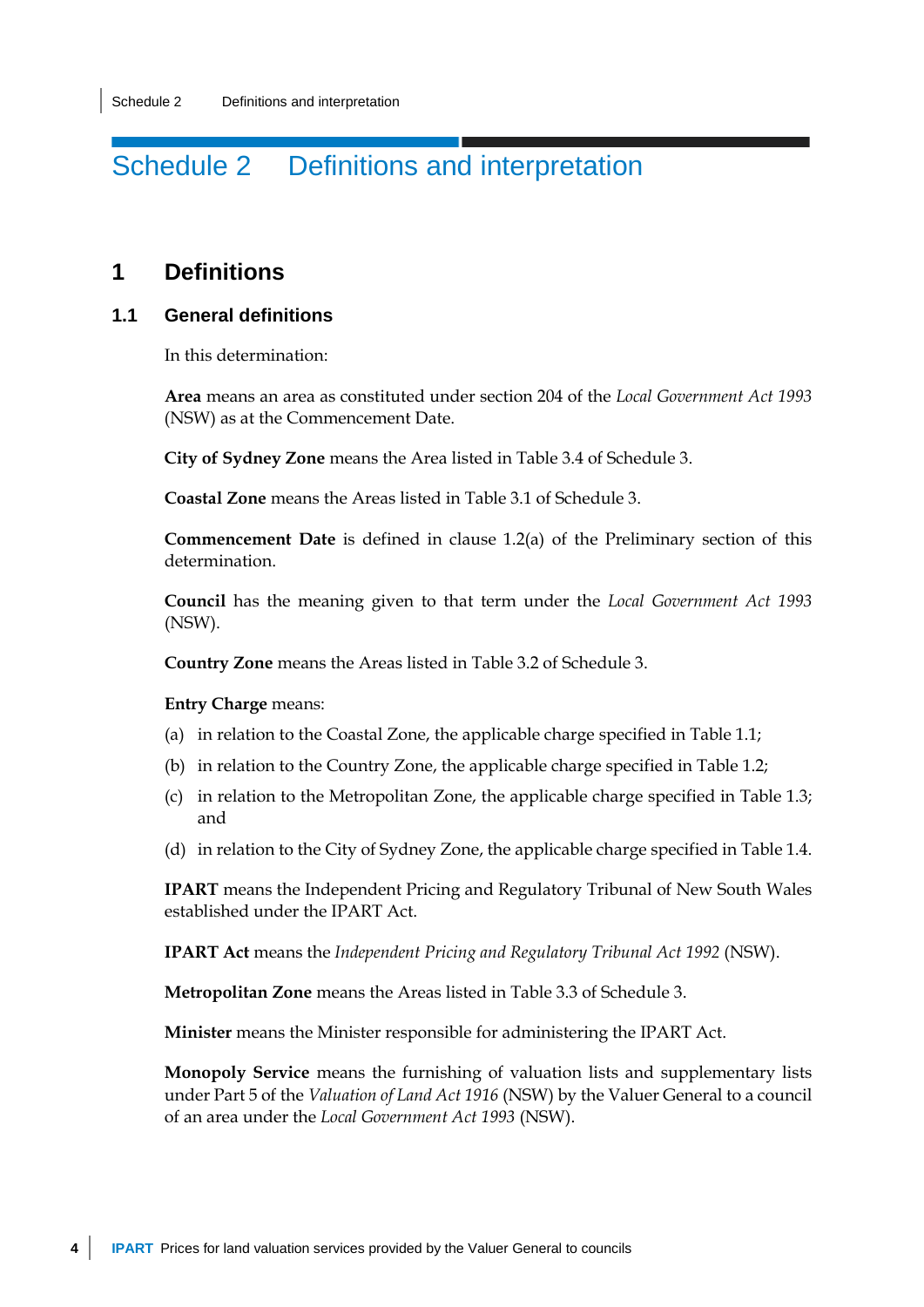# Schedule 2 Definitions and interpretation

## 1 Definitions

### 1.1 General definitions

In this determination:

**Area** means an area as constituted under section 204 of the *Local Government Act 1993* (NSW) as at the Commencement Date.

**City of Sydney Zone** means the Area listed in Table 3.4 of Schedule 3.

**Coastal Zone** means the Areas listed in Table 3.1 of Schedule 3.

**Commencement Date** is defined in clause 1.2(a) of the Preliminary section of this determination.

**Council** has the meaning given to that term under the *Local Government Act 1993* (NSW).

**Country Zone** means the Areas listed in Table 3.2 of Schedule 3.

**Entry Charge** means:

(a) in relation to the Coastal Zone, the applicable charge specified in Table 1.1;

(b) in relation to the Country Zone, the applicable charge specified in Table 1.2;

(c) in relation to the Metropolitan Zone, the applicable charge specified in Table 1.3; and

(d) in relation to the City of Sydney Zone, the applicable charge specified in Table 1.4.

**IPART** means the Independent Pricing and Regulatory Tribunal of New South Wales established under the IPART Act.

**IPART Act** means the *Independent Pricing and Regulatory Tribunal Act 1992* (NSW).

**Metropolitan Zone** means the Areas listed in Table 3.3 of Schedule 3.

**Minister** means the Minister responsible for administering the IPART Act.

**Monopoly Service** means the furnishing of valuation lists and supplementary lists under Part 5 of the *Valuation of Land Act 1916* (NSW) by the Valuer General to a council of an area under the *Local Government Act 1993* (NSW).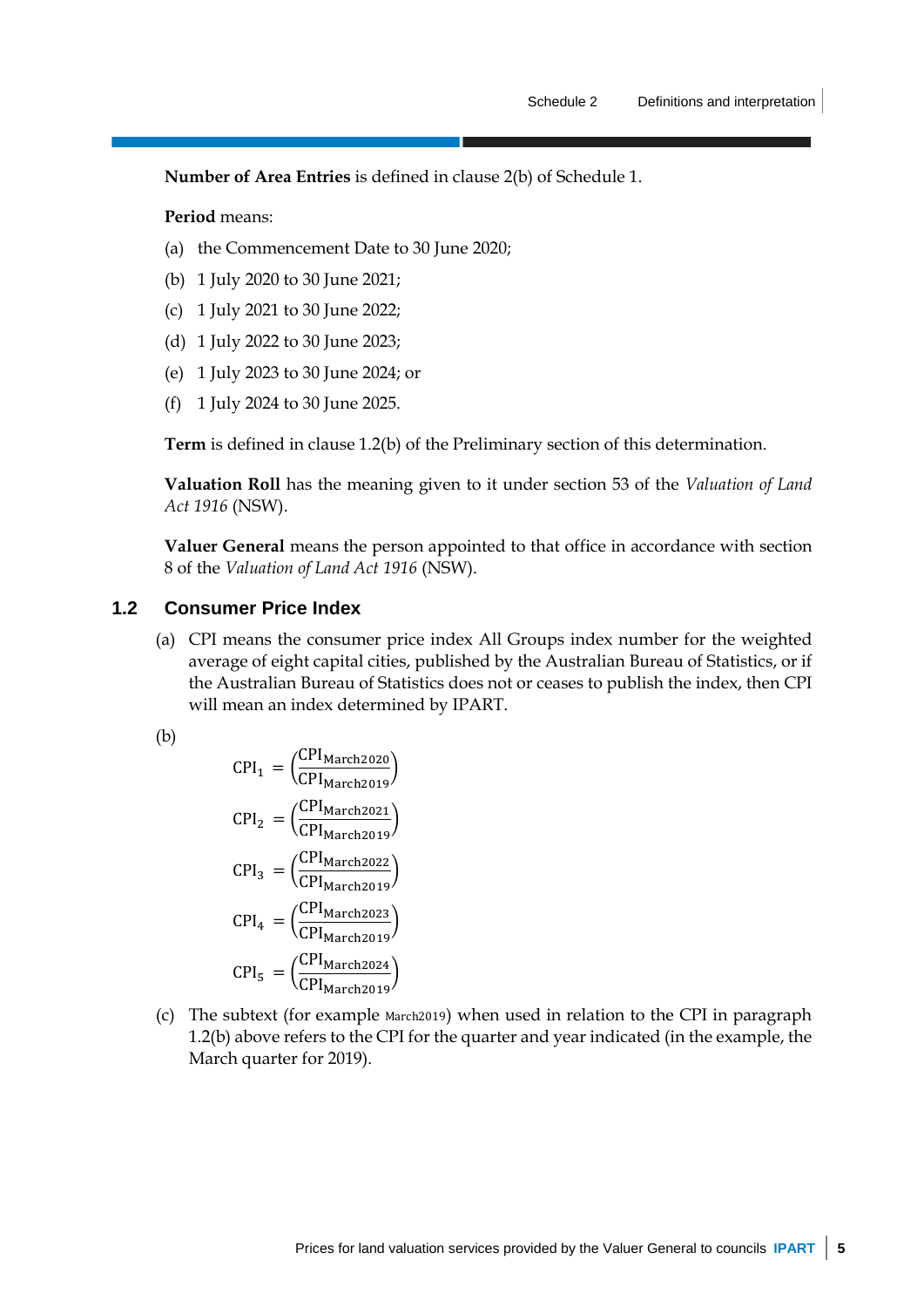**Number of Area Entries** is defined in clause 2(b) of Schedule 1.

**Period** means:

(a) the Commencement Date to 30 June 2020;

(b) 1 July 2020 to 30 June 2021;

(c) 1 July 2021 to 30 June 2022;

(d) 1 July 2022 to 30 June 2023;

(e) 1 July 2023 to 30 June 2024; or

(f) 1 July 2024 to 30 June 2025.

**Term** is defined in clause 1.2(b) of the Preliminary section of this determination.

**Valuation Roll** has the meaning given to it under section 53 of the *Valuation of Land Act 1916* (NSW).

**Valuer General** means the person appointed to that office in accordance with section 8 of the *Valuation of Land Act 1916* (NSW).

## 1.2 Consumer Price Index

(a) CPI means the consumer price index All Groups index number for the weighted average of eight capital cities, published by the Australian Bureau of Statistics, or if the Australian Bureau of Statistics does not or ceases to publish the index, then CPI will mean an index determined by IPART.

(b)

$$CPI_1 = \left(\frac{CPI_{March2020}}{CPI_{March2019}}\right)$$

$$CPI_2 = \left(\frac{CPI_{March2021}}{CPI_{March2019}}\right)$$

$$CPI_3 = \left(\frac{CPI_{March2022}}{CPI_{March2019}}\right)$$

$$CPI_4 = \left(\frac{CPI_{March2023}}{CPI_{March2019}}\right)$$

$$CPI_5 = \left(\frac{CPI_{March2024}}{CPI_{March2019}}\right)$$

(c) The subtext (for example $_{March2019}$) when used in relation to the CPI in paragraph 1.2(b) above refers to the CPI for the quarter and year indicated (in the example, the March quarter for 2019).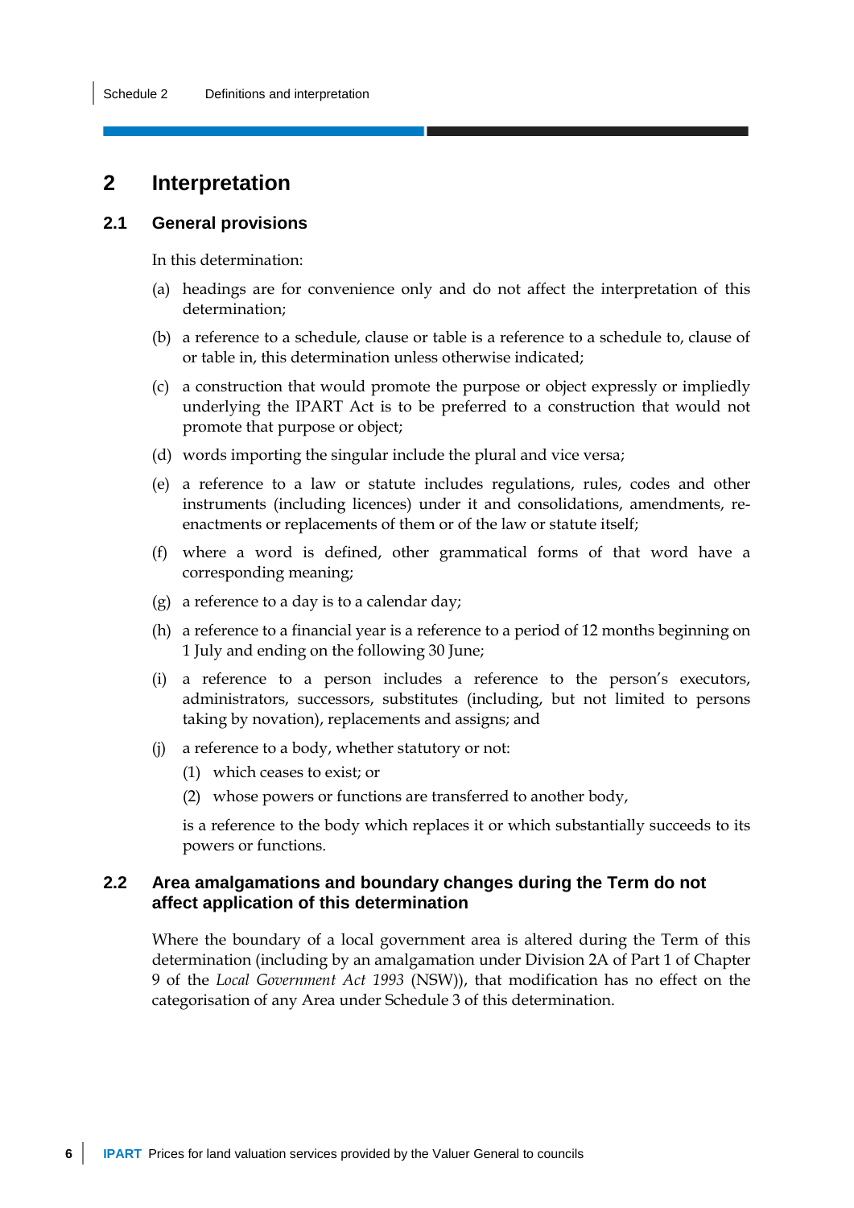## 2 Interpretation

### 2.1 General provisions

In this determination:

(a) headings are for convenience only and do not affect the interpretation of this determination;

(b) a reference to a schedule, clause or table is a reference to a schedule to, clause of or table in, this determination unless otherwise indicated;

(c) a construction that would promote the purpose or object expressly or impliedly underlying the IPART Act is to be preferred to a construction that would not promote that purpose or object;

(d) words importing the singular include the plural and vice versa;

(e) a reference to a law or statute includes regulations, rules, codes and other instruments (including licences) under it and consolidations, amendments, re-enactments or replacements of them or of the law or statute itself;

(f) where a word is defined, other grammatical forms of that word have a corresponding meaning;

(g) a reference to a day is to a calendar day;

(h) a reference to a financial year is a reference to a period of 12 months beginning on 1 July and ending on the following 30 June;

(i) a reference to a person includes a reference to the person's executors, administrators, successors, substitutes (including, but not limited to persons taking by novation), replacements and assigns; and

(j) a reference to a body, whether statutory or not:

  (1) which ceases to exist; or

  (2) whose powers or functions are transferred to another body,

  is a reference to the body which replaces it or which substantially succeeds to its powers or functions.

### 2.2 Area amalgamations and boundary changes during the Term do not affect application of this determination

Where the boundary of a local government area is altered during the Term of this determination (including by an amalgamation under Division 2A of Part 1 of Chapter 9 of the *Local Government Act 1993* (NSW)), that modification has no effect on the categorisation of any Area under Schedule 3 of this determination.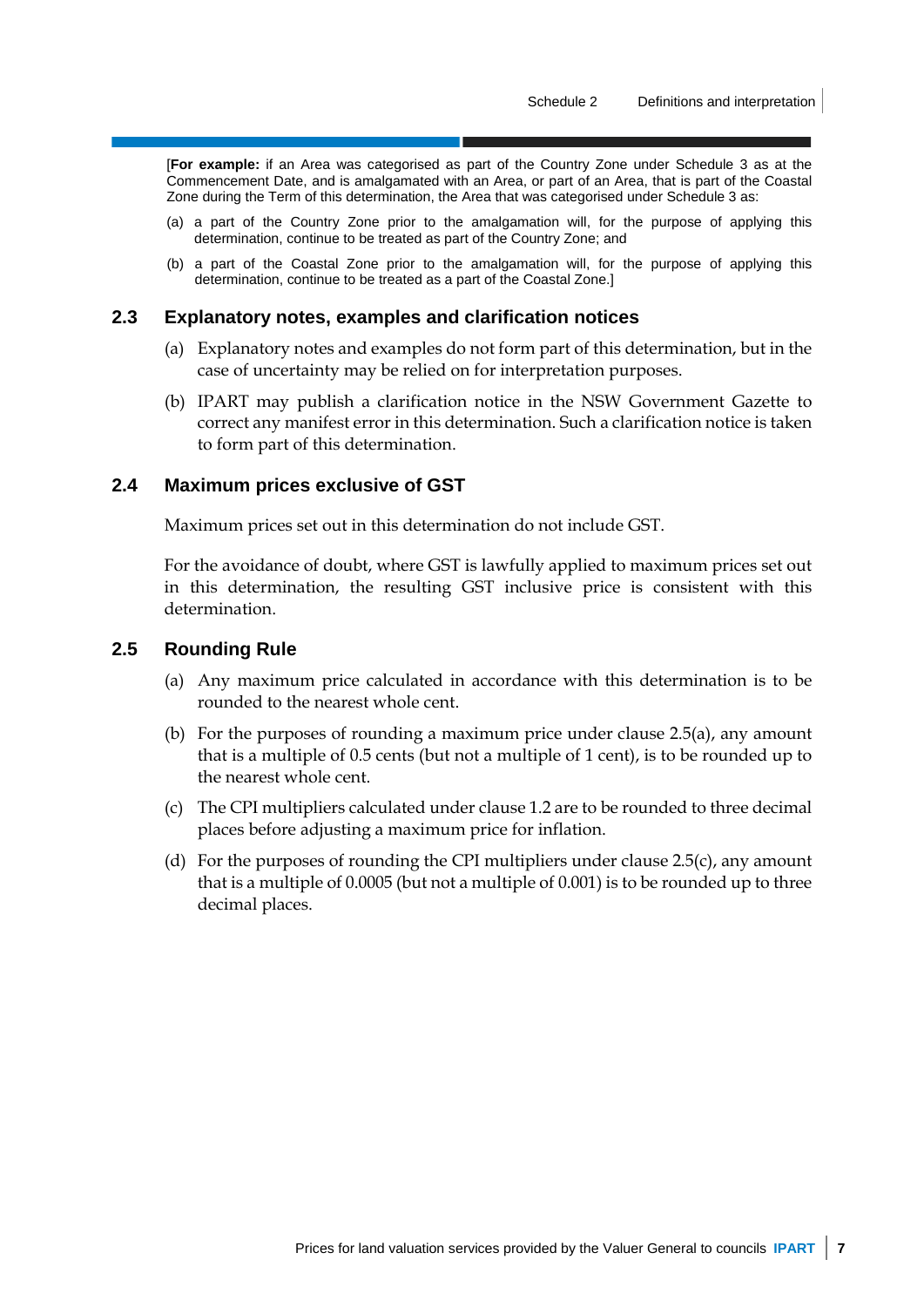[**For example:** if an Area was categorised as part of the Country Zone under Schedule 3 as at the Commencement Date, and is amalgamated with an Area, or part of an Area, that is part of the Coastal Zone during the Term of this determination, the Area that was categorised under Schedule 3 as:

(a) a part of the Country Zone prior to the amalgamation will, for the purpose of applying this determination, continue to be treated as part of the Country Zone; and

(b) a part of the Coastal Zone prior to the amalgamation will, for the purpose of applying this determination, continue to be treated as a part of the Coastal Zone.]

## 2.3 Explanatory notes, examples and clarification notices

(a) Explanatory notes and examples do not form part of this determination, but in the case of uncertainty may be relied on for interpretation purposes.

(b) IPART may publish a clarification notice in the NSW Government Gazette to correct any manifest error in this determination. Such a clarification notice is taken to form part of this determination.

## 2.4 Maximum prices exclusive of GST

Maximum prices set out in this determination do not include GST.

For the avoidance of doubt, where GST is lawfully applied to maximum prices set out in this determination, the resulting GST inclusive price is consistent with this determination.

## 2.5 Rounding Rule

(a) Any maximum price calculated in accordance with this determination is to be rounded to the nearest whole cent.

(b) For the purposes of rounding a maximum price under clause 2.5(a), any amount that is a multiple of 0.5 cents (but not a multiple of 1 cent), is to be rounded up to the nearest whole cent.

(c) The CPI multipliers calculated under clause 1.2 are to be rounded to three decimal places before adjusting a maximum price for inflation.

(d) For the purposes of rounding the CPI multipliers under clause 2.5(c), any amount that is a multiple of 0.0005 (but not a multiple of 0.001) is to be rounded up to three decimal places.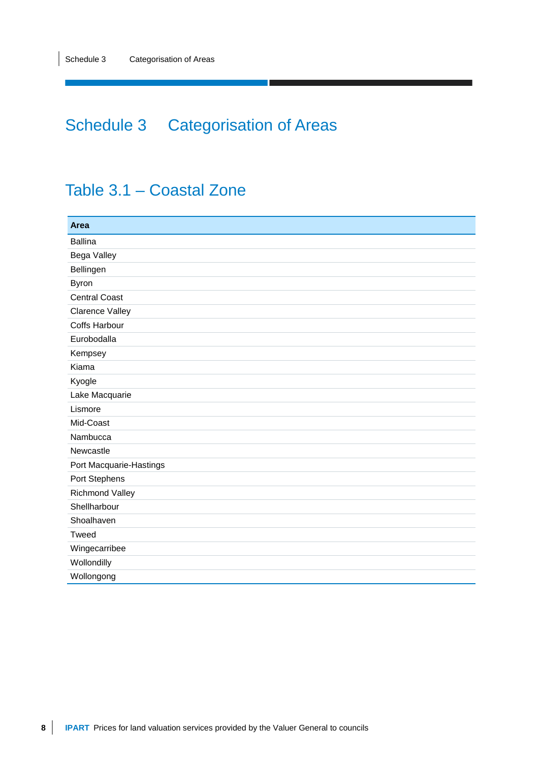# Schedule 3 Categorisation of Areas

## Table 3.1 – Coastal Zone

| Area |
|---|
| Ballina |
| Bega Valley |
| Bellingen |
| Byron |
| Central Coast |
| Clarence Valley |
| Coffs Harbour |
| Eurobodalla |
| Kempsey |
| Kiama |
| Kyogle |
| Lake Macquarie |
| Lismore |
| Mid-Coast |
| Nambucca |
| Newcastle |
| Port Macquarie-Hastings |
| Port Stephens |
| Richmond Valley |
| Shellharbour |
| Shoalhaven |
| Tweed |
| Wingecarribee |
| Wollondilly |
| Wollongong |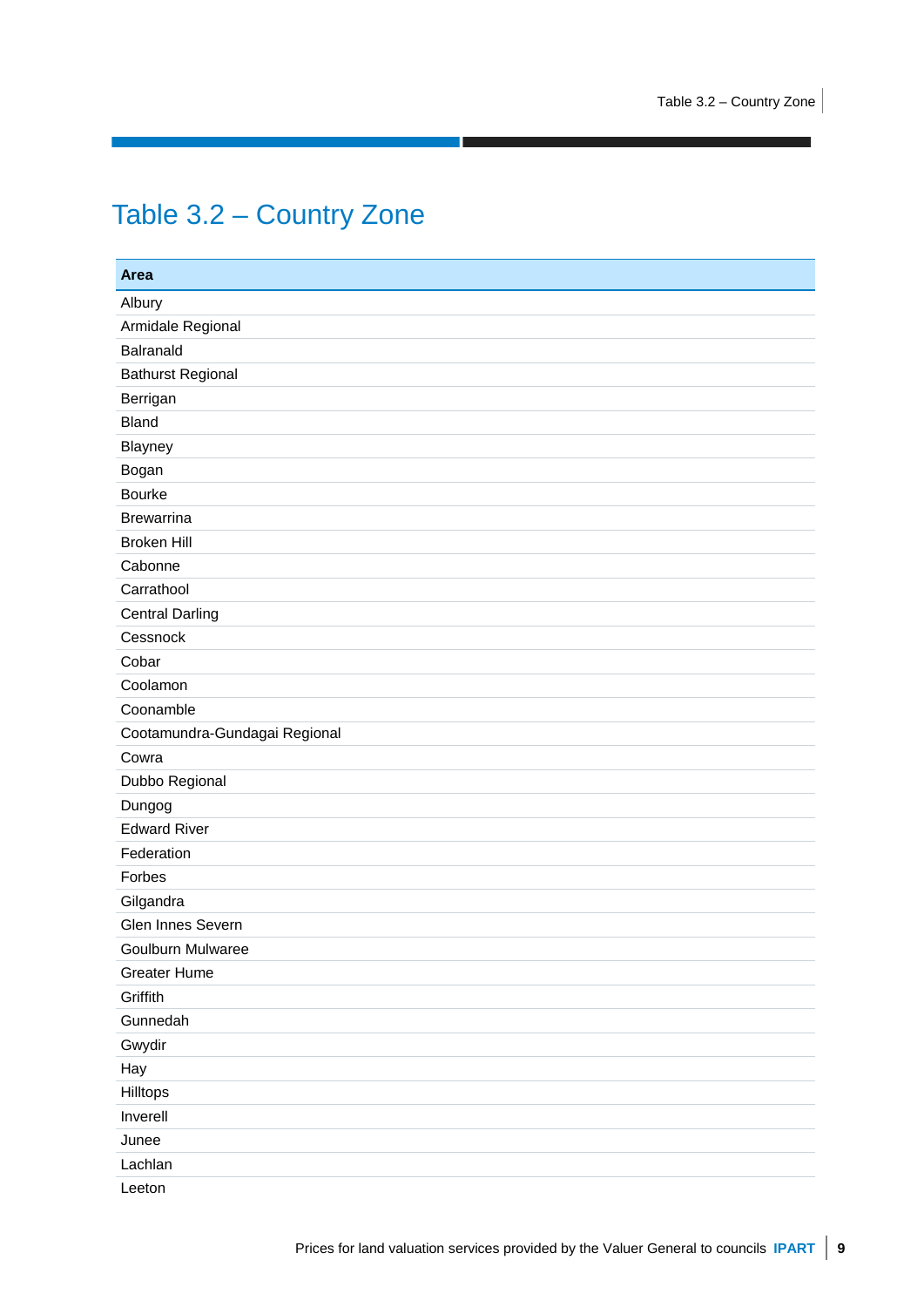# Table 3.2 – Country Zone

| Area |
| --- |
| Albury |
| Armidale Regional |
| Balranald |
| Bathurst Regional |
| Berrigan |
| Bland |
| Blayney |
| Bogan |
| Bourke |
| Brewarrina |
| Broken Hill |
| Cabonne |
| Carrathool |
| Central Darling |
| Cessnock |
| Cobar |
| Coolamon |
| Coonamble |
| Cootamundra-Gundagai Regional |
| Cowra |
| Dubbo Regional |
| Dungog |
| Edward River |
| Federation |
| Forbes |
| Gilgandra |
| Glen Innes Severn |
| Goulburn Mulwaree |
| Greater Hume |
| Griffith |
| Gunnedah |
| Gwydir |
| Hay |
| Hilltops |
| Inverell |
| Junee |
| Lachlan |
| Leeton |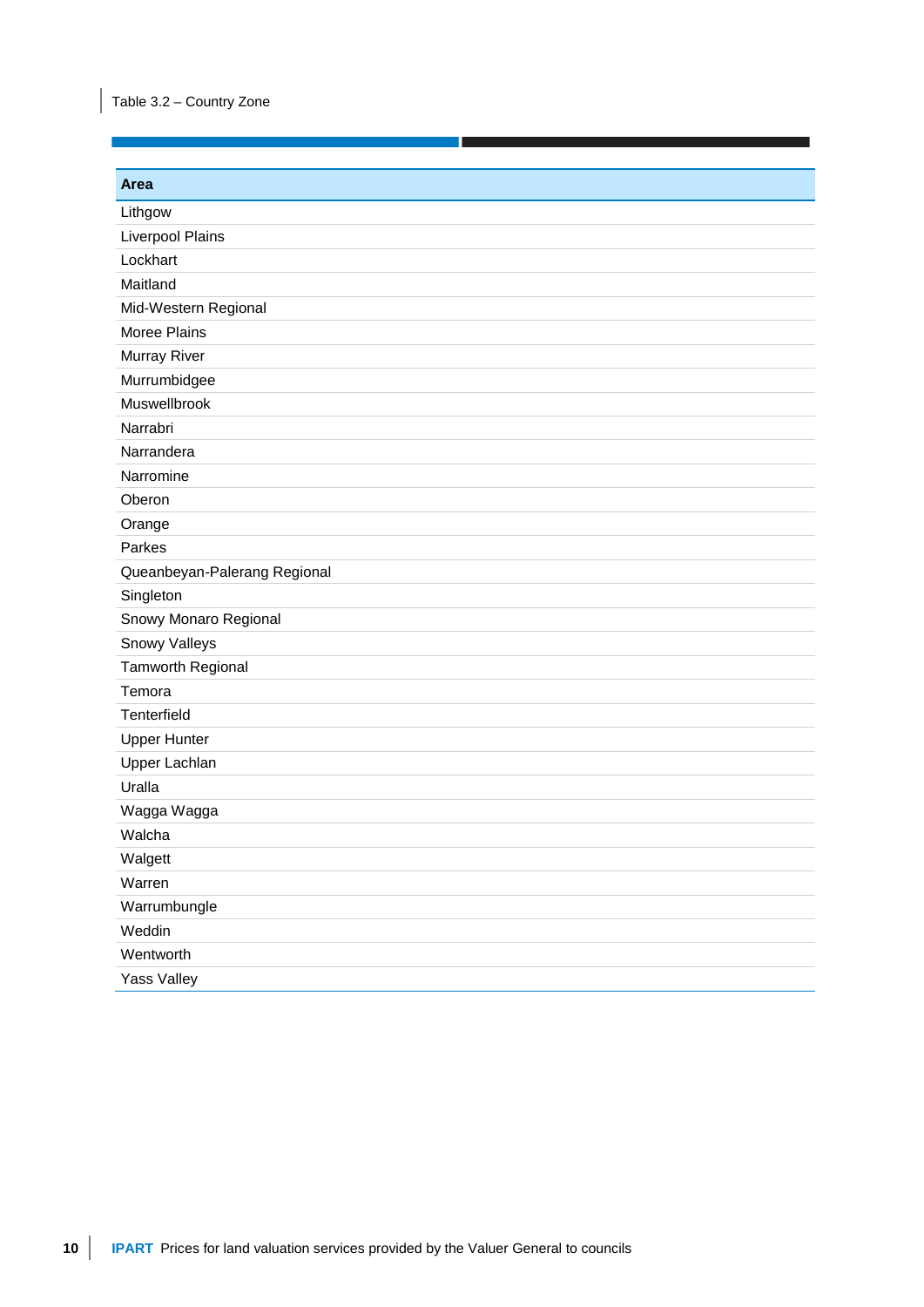Table 3.2 – Country Zone

| Area |
| --- |
| Lithgow |
| Liverpool Plains |
| Lockhart |
| Maitland |
| Mid-Western Regional |
| Moree Plains |
| Murray River |
| Murrumbidgee |
| Muswellbrook |
| Narrabri |
| Narrandera |
| Narromine |
| Oberon |
| Orange |
| Parkes |
| Queanbeyan-Palerang Regional |
| Singleton |
| Snowy Monaro Regional |
| Snowy Valleys |
| Tamworth Regional |
| Temora |
| Tenterfield |
| Upper Hunter |
| Upper Lachlan |
| Uralla |
| Wagga Wagga |
| Walcha |
| Walgett |
| Warren |
| Warrumbungle |
| Weddin |
| Wentworth |
| Yass Valley |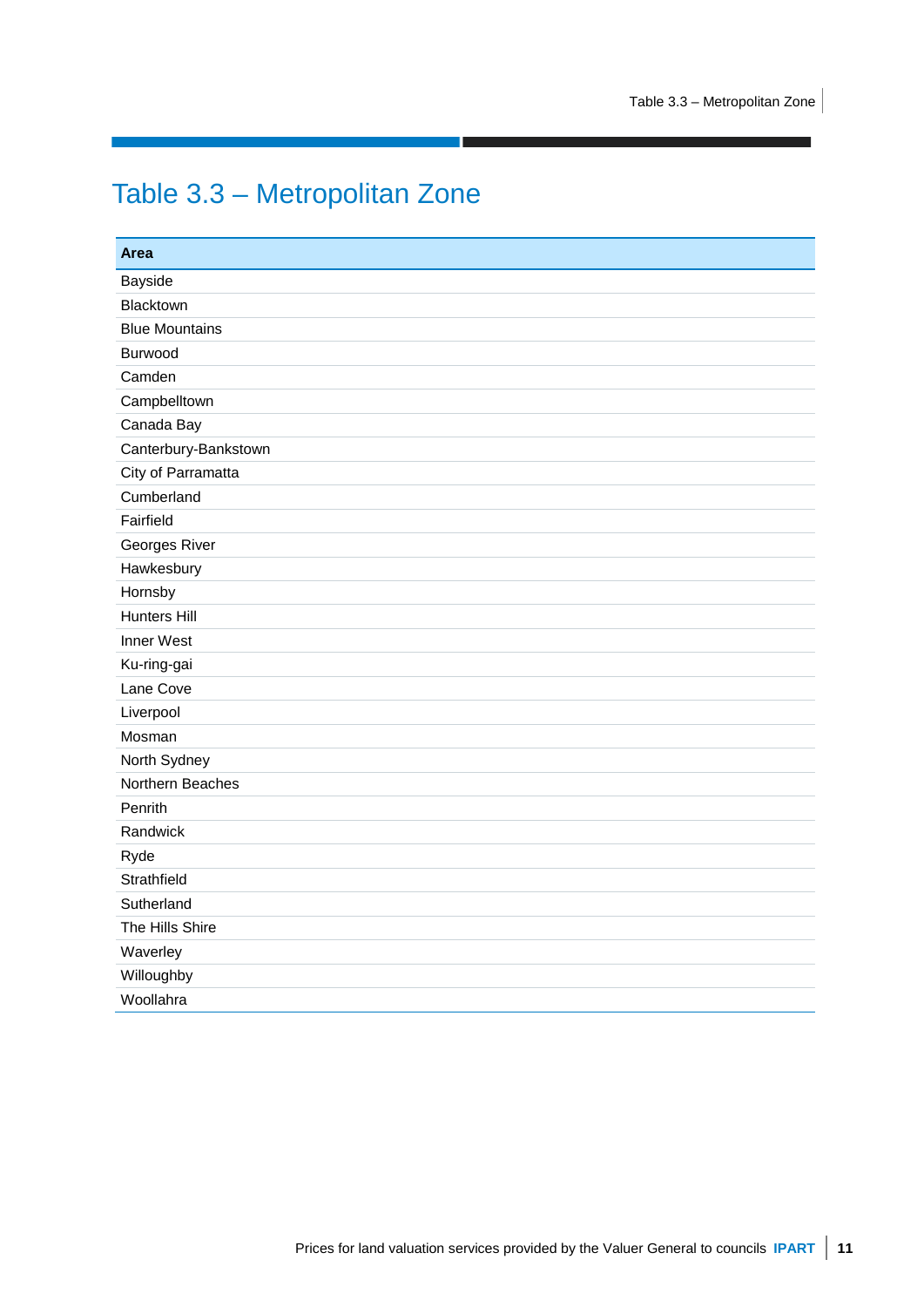# Table 3.3 – Metropolitan Zone

| Area |
|---|
| Bayside |
| Blacktown |
| Blue Mountains |
| Burwood |
| Camden |
| Campbelltown |
| Canada Bay |
| Canterbury-Bankstown |
| City of Parramatta |
| Cumberland |
| Fairfield |
| Georges River |
| Hawkesbury |
| Hornsby |
| Hunters Hill |
| Inner West |
| Ku-ring-gai |
| Lane Cove |
| Liverpool |
| Mosman |
| North Sydney |
| Northern Beaches |
| Penrith |
| Randwick |
| Ryde |
| Strathfield |
| Sutherland |
| The Hills Shire |
| Waverley |
| Willoughby |
| Woollahra |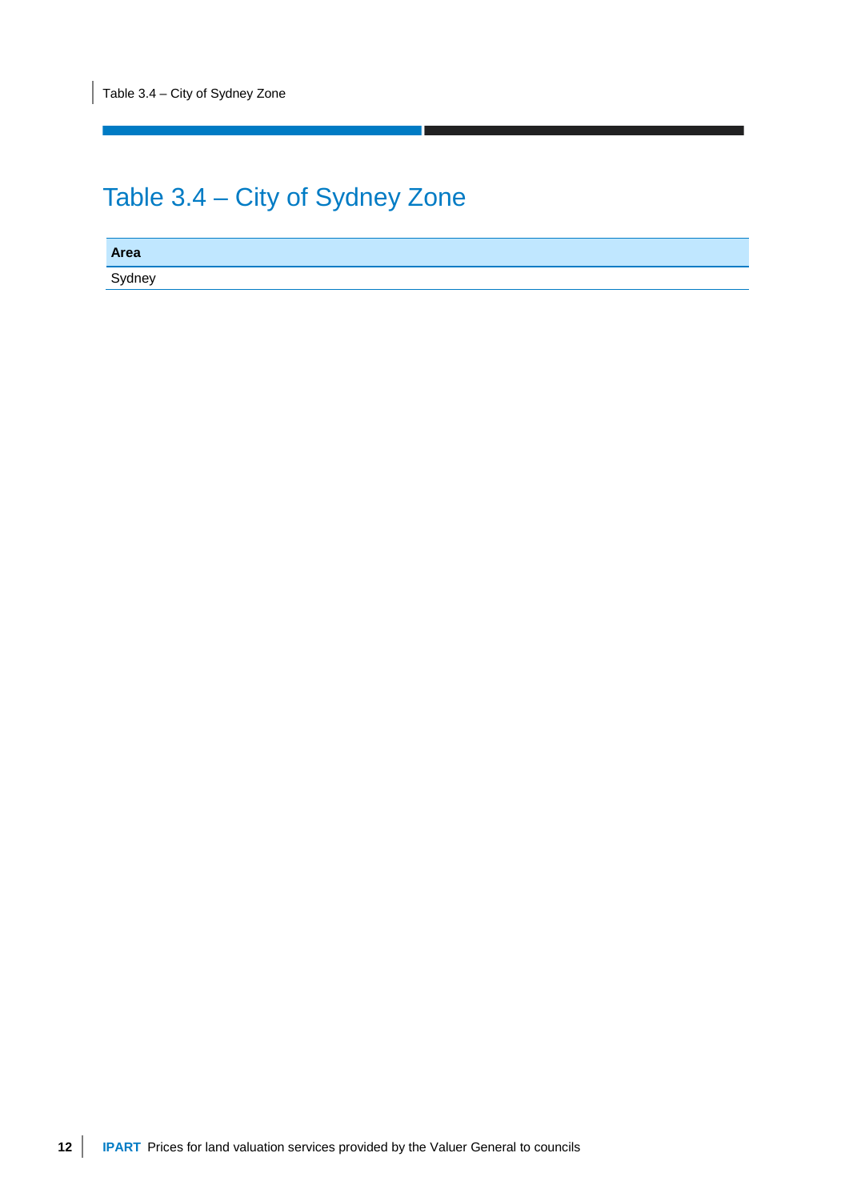# Table 3.4 – City of Sydney Zone

| Area |
|---|
| Sydney |